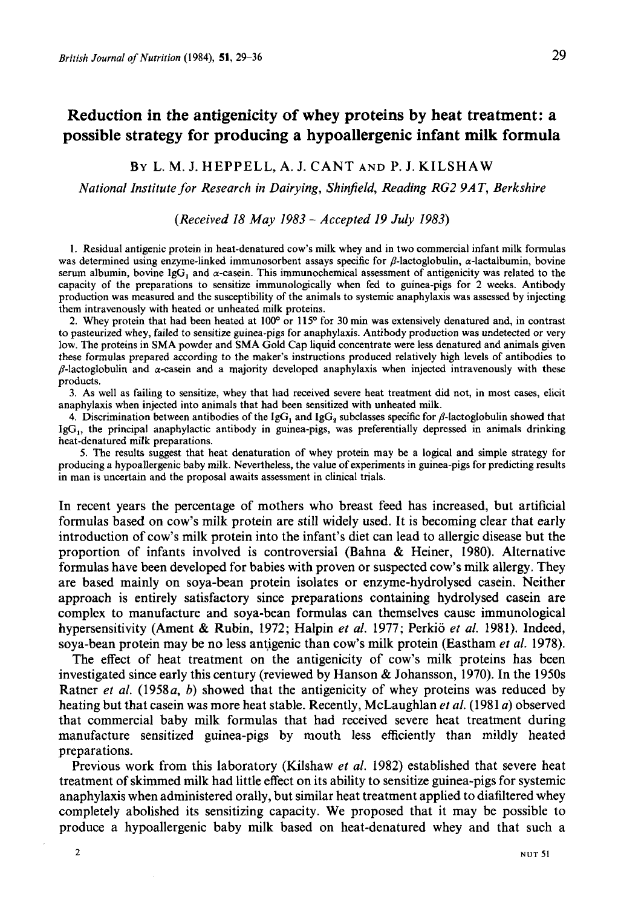# Reduction in the antigenicity of whey proteins by heat treatment: a possible strategy for producing a hypoallergenic infant milk formula

BY L. M. J. HEPPELL, A. J. CANT AND P. J. KILSHAW

*National Institute for Research in Dairying, Shinfield, Reading RG2 9AT, Berkshire*

*(Received 18 May 1983 – Accepted 19 July 1983)*

1. Residual antigenic protein in heat-denatured cow's milk whey and in two commercial infant milk formulas was determined using enzyme-linked immunosorbent assays specific for $\beta$-lactoglobulin, $\alpha$-lactalbumin, bovine serum albumin, bovine $IgG_1$ and $\alpha$-casein. This immunochemical assessment of antigenicity was related to the capacity of the preparations to sensitize immunologically when fed to guinea-pigs for 2 weeks. Antibody production was measured and the susceptibility of the animals to systemic anaphylaxis was assessed by injecting them intravenously with heated or unheated milk proteins.

2. Whey protein that had been heated at 100° or 115° for 30 min was extensively denatured and, in contrast to pasteurized whey, failed to sensitize guinea-pigs for anaphylaxis. Antibody production was undetected or very low. The proteins in SMA powder and SMA Gold Cap liquid concentrate were less denatured and animals given these formulas prepared according to the maker's instructions produced relatively high levels of antibodies to $\beta$-lactoglobulin and $\alpha$-casein and a majority developed anaphylaxis when injected intravenously with these products.

3. As well as failing to sensitize, whey that had received severe heat treatment did not, in most cases, elicit anaphylaxis when injected into animals that had been sensitized with unheated milk.

4. Discrimination between antibodies of the $IgG_1$ and $IgG_2$ subclasses specific for $\beta$-lactoglobulin showed that $IgG_1$, the principal anaphylactic antibody in guinea-pigs, was preferentially depressed in animals drinking heat-denatured milk preparations.

5. The results suggest that heat denaturation of whey protein may be a logical and simple strategy for producing a hypoallergenic baby milk. Nevertheless, the value of experiments in guinea-pigs for predicting results in man is uncertain and the proposal awaits assessment in clinical trials.

In recent years the percentage of mothers who breast feed has increased, but artificial formulas based on cow's milk protein are still widely used. It is becoming clear that early introduction of cow's milk protein into the infant's diet can lead to allergic disease but the proportion of infants involved is controversial (Bahna & Heiner, 1980). Alternative formulas have been developed for babies with proven or suspected cow's milk allergy. They are based mainly on soya-bean protein isolates or enzyme-hydrolysed casein. Neither approach is entirely satisfactory since preparations containing hydrolysed casein are complex to manufacture and soya-bean formulas can themselves cause immunological hypersensitivity (Ament & Rubin, 1972; Halpin *et al.* 1977; Perkiö *et al.* 1981). Indeed, soya-bean protein may be no less antigenic than cow's milk protein (Eastham *et al.* 1978).

The effect of heat treatment on the antigenicity of cow's milk proteins has been investigated since early this century (reviewed by Hanson & Johansson, 1970). In the 1950s Ratner *et al.* (1958*a*, *b*) showed that the antigenicity of whey proteins was reduced by heating but that casein was more heat stable. Recently, McLaughlan *et al.* (1981*a*) observed that commercial baby milk formulas that had received severe heat treatment during manufacture sensitized guinea-pigs by mouth less efficiently than mildly heated preparations.

Previous work from this laboratory (Kilshaw *et al.* 1982) established that severe heat treatment of skimmed milk had little effect on its ability to sensitize guinea-pigs for systemic anaphylaxis when administered orally, but similar heat treatment applied to diafiltered whey completely abolished its sensitizing capacity. We proposed that it may be possible to produce a hypoallergenic baby milk based on heat-denatured whey and that such a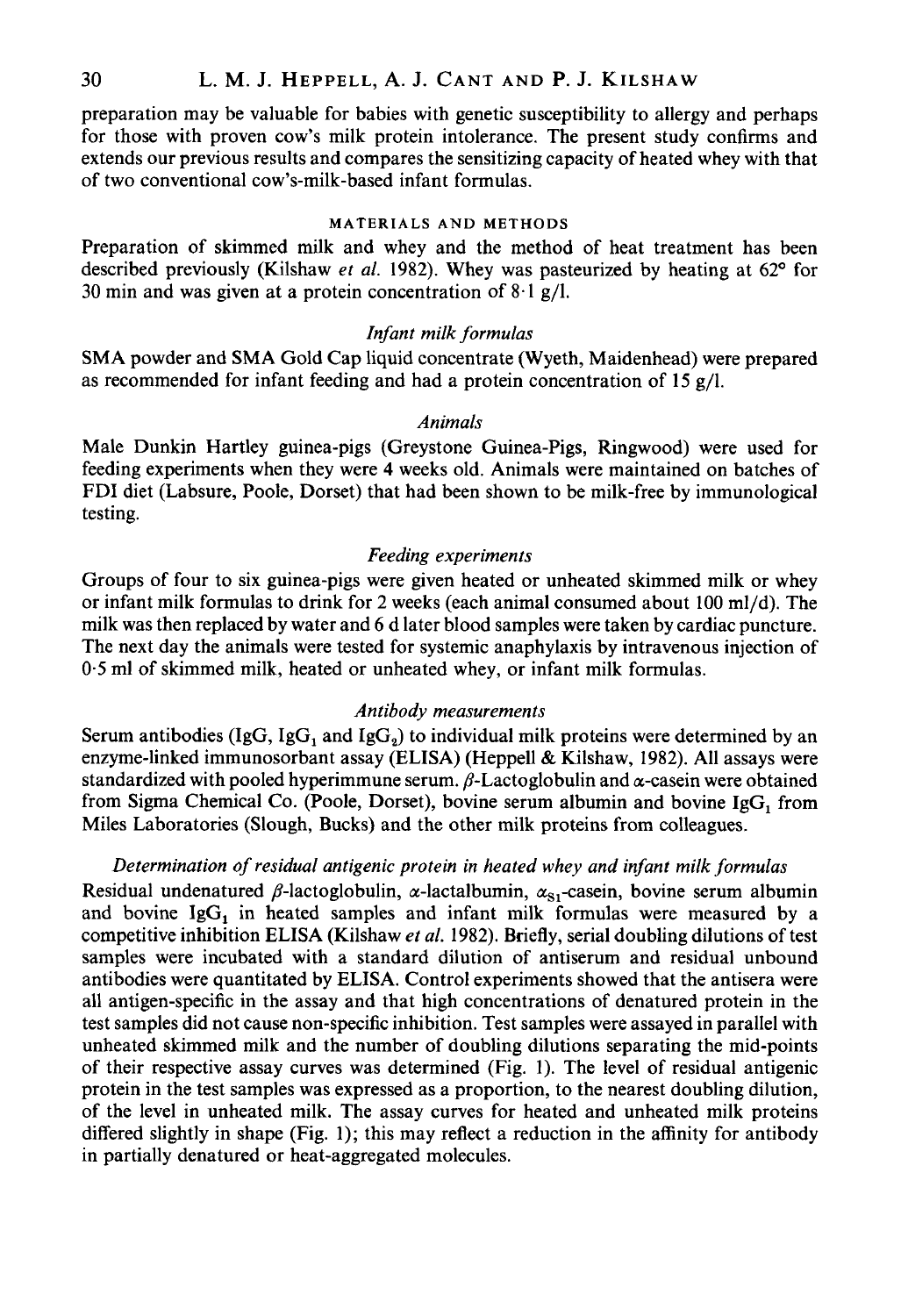preparation may be valuable for babies with genetic susceptibility to allergy and perhaps for those with proven cow's milk protein intolerance. The present study confirms and extends our previous results and compares the sensitizing capacity of heated whey with that of two conventional cow's-milk-based infant formulas.

## MATERIALS AND METHODS

Preparation of skimmed milk and whey and the method of heat treatment has been described previously (Kilshaw *et al.* 1982). Whey was pasteurized by heating at 62° for 30 min and was given at a protein concentration of 8·1 g/l.

### *Infant milk formulas*

SMA powder and SMA Gold Cap liquid concentrate (Wyeth, Maidenhead) were prepared as recommended for infant feeding and had a protein concentration of 15 g/l.

### *Animals*

Male Dunkin Hartley guinea-pigs (Greystone Guinea-Pigs, Ringwood) were used for feeding experiments when they were 4 weeks old. Animals were maintained on batches of FDI diet (Labsure, Poole, Dorset) that had been shown to be milk-free by immunological testing.

### *Feeding experiments*

Groups of four to six guinea-pigs were given heated or unheated skimmed milk or whey or infant milk formulas to drink for 2 weeks (each animal consumed about 100 ml/d). The milk was then replaced by water and 6 d later blood samples were taken by cardiac puncture. The next day the animals were tested for systemic anaphylaxis by intravenous injection of 0·5 ml of skimmed milk, heated or unheated whey, or infant milk formulas.

### *Antibody measurements*

Serum antibodies (IgG, $IgG_1$ and $IgG_2$) to individual milk proteins were determined by an enzyme-linked immunosorbant assay (ELISA) (Heppell & Kilshaw, 1982). All assays were standardized with pooled hyperimmune serum. $\beta$-Lactoglobulin and $\alpha$-casein were obtained from Sigma Chemical Co. (Poole, Dorset), bovine serum albumin and bovine $IgG_1$ from Miles Laboratories (Slough, Bucks) and the other milk proteins from colleagues.

### *Determination of residual antigenic protein in heated whey and infant milk formulas*

Residual undenatured $\beta$-lactoglobulin, $\alpha$-lactalbumin, $\alpha_{s1}$-casein, bovine serum albumin and bovine $IgG_1$ in heated samples and infant milk formulas were measured by a competitive inhibition ELISA (Kilshaw *et al.* 1982). Briefly, serial doubling dilutions of test samples were incubated with a standard dilution of antiserum and residual unbound antibodies were quantitated by ELISA. Control experiments showed that the antisera were all antigen-specific in the assay and that high concentrations of denatured protein in the test samples did not cause non-specific inhibition. Test samples were assayed in parallel with unheated skimmed milk and the number of doubling dilutions separating the mid-points of their respective assay curves was determined (Fig. 1). The level of residual antigenic protein in the test samples was expressed as a proportion, to the nearest doubling dilution, of the level in unheated milk. The assay curves for heated and unheated milk proteins differed slightly in shape (Fig. 1); this may reflect a reduction in the affinity for antibody in partially denatured or heat-aggregated molecules.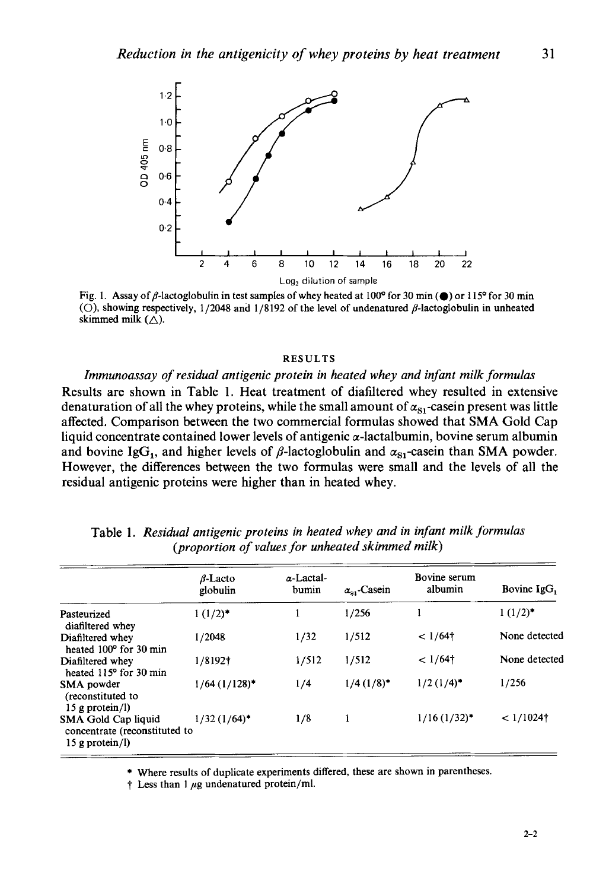Fig. 1. Assay of $\beta$-lactoglobulin in test samples of whey heated at 100° for 30 min (●) or 115° for 30 min (○), showing respectively, 1/2048 and 1/8192 of the level of undenatured $\beta$-lactoglobulin in unheated skimmed milk (△).

## RESULTS

### *Immunoassay of residual antigenic protein in heated whey and infant milk formulas*

Results are shown in Table 1. Heat treatment of diafiltered whey resulted in extensive denaturation of all the whey proteins, while the small amount of $\alpha_{S1}$-casein present was little affected. Comparison between the two commercial formulas showed that SMA Gold Cap liquid concentrate contained lower levels of antigenic $\alpha$-lactalbumin, bovine serum albumin and bovine $IgG_1$, and higher levels of $\beta$-lactoglobulin and $\alpha_{S1}$-casein than SMA powder. However, the differences between the two formulas were small and the levels of all the residual antigenic proteins were higher than in heated whey.

Table 1. *Residual antigenic proteins in heated whey and in infant milk formulas (proportion of values for unheated skimmed milk)*

| | $\beta$-Lacto globulin | $\alpha$-Lactal-bumin | $\alpha_{S1}$-Casein | Bovine serum albumin | Bovine $IgG_1$ |
|---|---|---|---|---|---|
| Pasteurized diafiltered whey | 1 (1/2)* | 1 | 1/256 | 1 | 1 (1/2)* |
| Diafiltered whey heated 100° for 30 min | 1/2048 | 1/32 | 1/512 | < 1/64† | None detected |
| Diafiltered whey heated 115° for 30 min | 1/8192† | 1/512 | 1/512 | < 1/64† | None detected |
| SMA powder (reconstituted to 15 g protein/l) | 1/64 (1/128)* | 1/4 | 1/4 (1/8)* | 1/2 (1/4)* | 1/256 |
| SMA Gold Cap liquid concentrate (reconstituted to 15 g protein/l) | 1/32 (1/64)* | 1/8 | 1 | 1/16 (1/32)* | < 1/1024† |

\* Where results of duplicate experiments differed, these are shown in parentheses.

† Less than 1 μg undenatured protein/ml.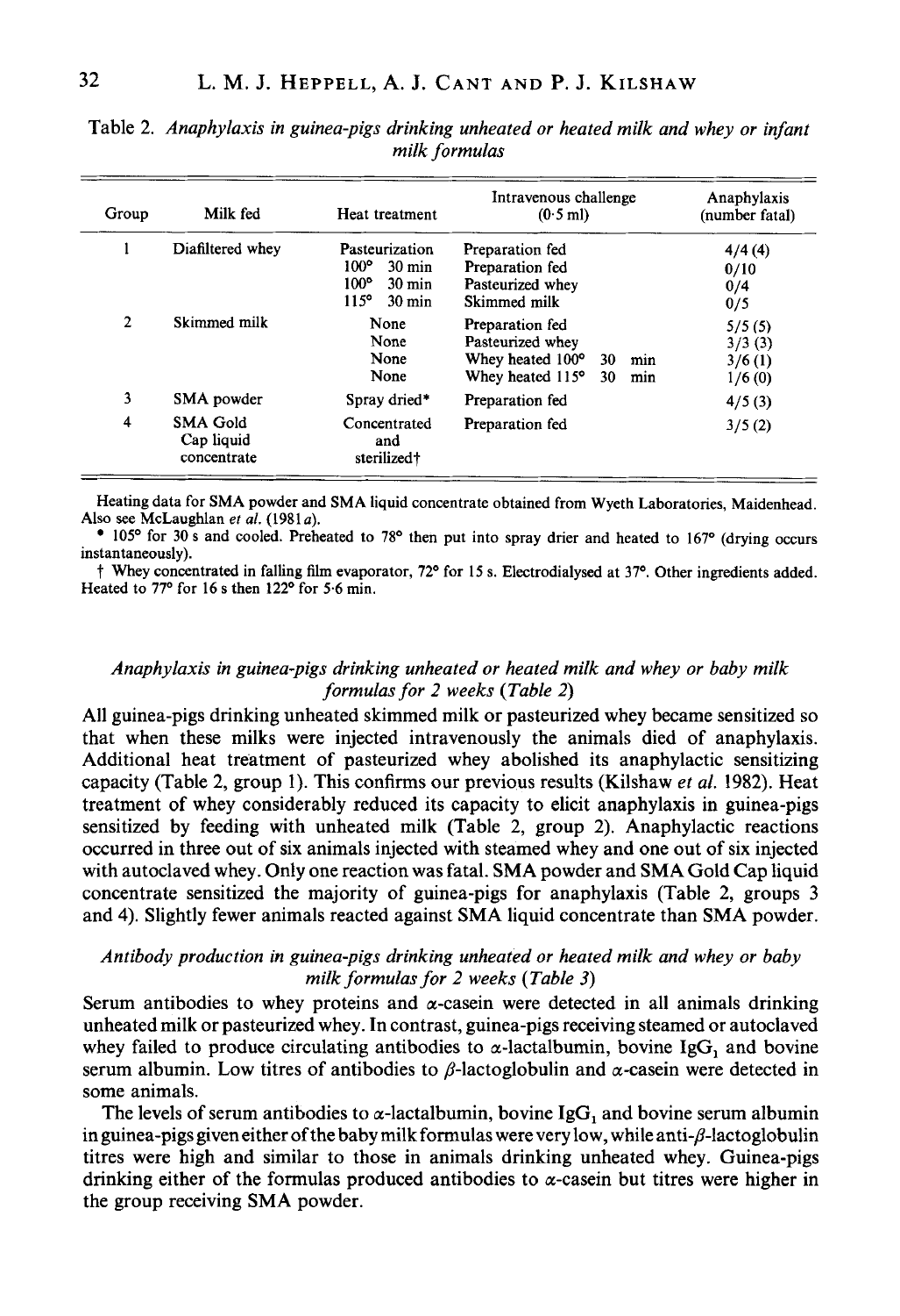Table 2. *Anaphylaxis in guinea-pigs drinking unheated or heated milk and whey or infant milk formulas*

| Group | Milk fed | Heat treatment | Intravenous challenge (0·5 ml) | Anaphylaxis (number fatal) |
|---|---|---|---|---|
| 1 | Diafiltered whey | Pasteurization | Preparation fed | 4/4 (4) |
| | | 100° 30 min | Preparation fed | 0/10 |
| | | 100° 30 min | Pasteurized whey | 0/4 |
| | | 115° 30 min | Skimmed milk | 0/5 |
| 2 | Skimmed milk | None | Preparation fed | 5/5 (5) |
| | | None | Pasteurized whey | 3/3 (3) |
| | | None | Whey heated 100° 30 min | 3/6 (1) |
| | | None | Whey heated 115° 30 min | 1/6 (0) |
| 3 | SMA powder | Spray dried* | Preparation fed | 4/5 (3) |
| 4 | SMA Gold Cap liquid concentrate | Concentrated and sterilized† | Preparation fed | 3/5 (2) |

Heating data for SMA powder and SMA liquid concentrate obtained from Wyeth Laboratories, Maidenhead. Also see McLaughlan *et al.* (1981*a*).

\* 105° for 30 s and cooled. Preheated to 78° then put into spray drier and heated to 167° (drying occurs instantaneously).

† Whey concentrated in falling film evaporator, 72° for 15 s. Electrodialysed at 37°. Other ingredients added. Heated to 77° for 16 s then 122° for 5·6 min.

### *Anaphylaxis in guinea-pigs drinking unheated or heated milk and whey or baby milk formulas for 2 weeks (Table 2)*

All guinea-pigs drinking unheated skimmed milk or pasteurized whey became sensitized so that when these milks were injected intravenously the animals died of anaphylaxis. Additional heat treatment of pasteurized whey abolished its anaphylactic sensitizing capacity (Table 2, group 1). This confirms our previous results (Kilshaw *et al.* 1982). Heat treatment of whey considerably reduced its capacity to elicit anaphylaxis in guinea-pigs sensitized by feeding with unheated milk (Table 2, group 2). Anaphylactic reactions occurred in three out of six animals injected with steamed whey and one out of six injected with autoclaved whey. Only one reaction was fatal. SMA powder and SMA Gold Cap liquid concentrate sensitized the majority of guinea-pigs for anaphylaxis (Table 2, groups 3 and 4). Slightly fewer animals reacted against SMA liquid concentrate than SMA powder.

### *Antibody production in guinea-pigs drinking unheated or heated milk and whey or baby milk formulas for 2 weeks (Table 3)*

Serum antibodies to whey proteins and $\alpha$-casein were detected in all animals drinking unheated milk or pasteurized whey. In contrast, guinea-pigs receiving steamed or autoclaved whey failed to produce circulating antibodies to $\alpha$-lactalbumin, bovine $IgG_1$ and bovine serum albumin. Low titres of antibodies to $\beta$-lactoglobulin and $\alpha$-casein were detected in some animals.

The levels of serum antibodies to $\alpha$-lactalbumin, bovine $IgG_1$ and bovine serum albumin in guinea-pigs given either of the baby milk formulas were very low, while anti-$\beta$-lactoglobulin titres were high and similar to those in animals drinking unheated whey. Guinea-pigs drinking either of the formulas produced antibodies to $\alpha$-casein but titres were higher in the group receiving SMA powder.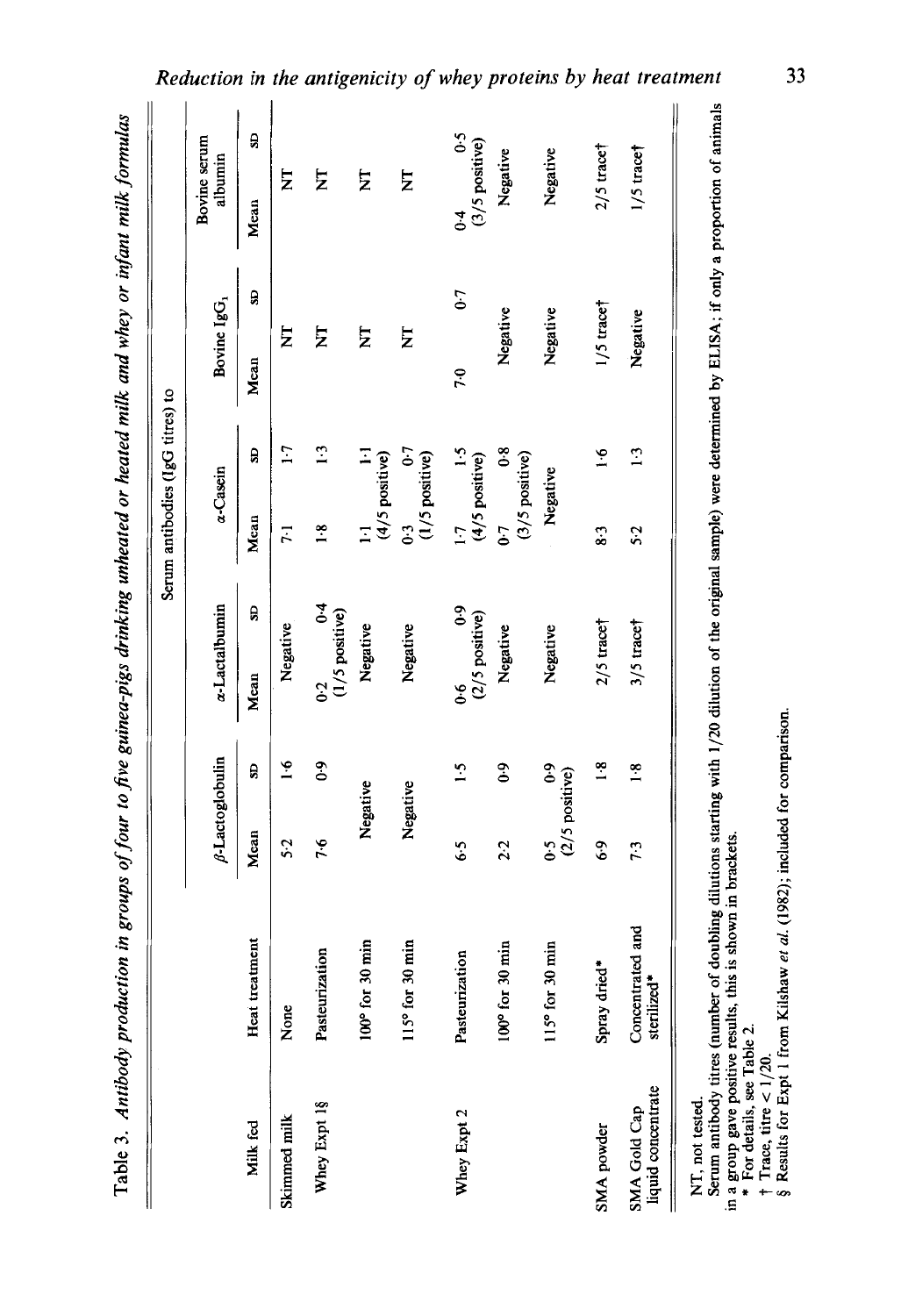Table 3. *Antibody production in groups of four to five guinea-pigs drinking unheated or heated milk and whey or infant milk formulas*

| Milk fed | Heat treatment | Serum antibodies (IgG titres) to | | | | | | | | | |
|---|---|---|---|---|---|---|---|---|---|---|---|
| | | β-Lactoglobulin | | α-Lactalbumin | | α-Casein | | Bovine $IgG_1$ | | Bovine serum albumin | |
| | | Mean | SD | Mean | SD | Mean | SD | Mean | SD | Mean | SD |
| Skimmed milk | None | 5·2 | 1·6 | Negative | | 7·1 | 1·7 | NT | | NT | |
| Whey Expt 1§ | Pasteurization | 7·6 | 0·9 | 0·2 (1/5 positive) | 0·4 | 1·8 | 1·3 | NT | | NT | |
| | 100° for 30 min | Negative | | Negative | | 1·1 (4/5 positive) | 1·1 | NT | | NT | |
| | 115° for 30 min | Negative | | Negative | | 0·3 (1/5 positive) | 0·7 | NT | | NT | |
| Whey Expt 2 | Pasteurization | 6·5 | 1·5 | 0·6 (2/5 positive) | 0·9 | 1·7 (4/5 positive) | 1·5 | 7·0 | 0·7 | 0·4 (3/5 positive) | 0·5 |
| | 100° for 30 min | 2·2 | 0·9 | Negative | | 0·7 (3/5 positive) | 0·8 | Negative | | Negative | |
| | 115° for 30 min | 0·5 (2/5 positive) | 0·9 | Negative | | Negative | | Negative | | Negative | |
| SMA powder | Spray dried* | 6·9 | 1·8 | 2/5 trace† | | 8·3 | 1·6 | 1/5 trace† | | 2/5 trace† | |
| SMA Gold Cap liquid concentrate | Concentrated and sterilized* | 7·3 | 1·8 | 3/5 trace† | | 5·2 | 1·3 | Negative | | 1/5 trace† | |

NT, not tested.

Serum antibody titres (number of doubling dilutions starting with 1/20 dilution of the original sample) were determined by ELISA; if only a proportion of animals in a group gave positive results, this is shown in brackets.

\* For details, see Table 2.

† Trace, titre < 1/20.

§ Results for Expt 1 from Kilshaw *et al.* (1982); included for comparison.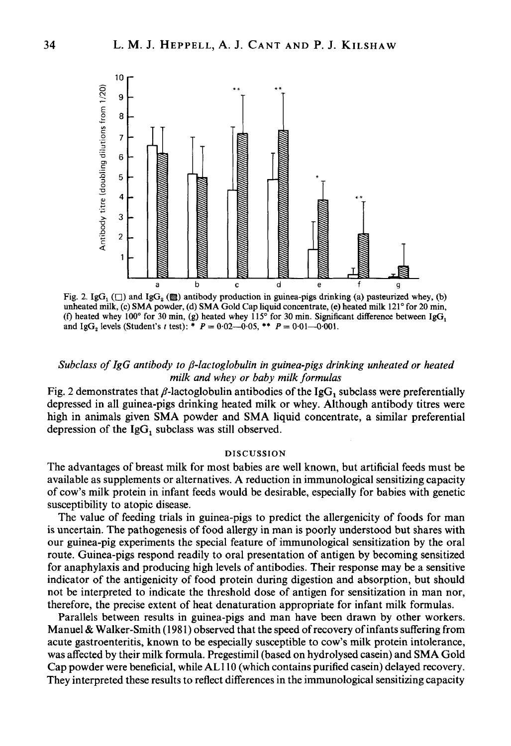Fig. 2. $IgG_1$ (□) and $IgG_2$ (▨) antibody production in guinea-pigs drinking (a) pasteurized whey, (b) unheated milk, (c) SMA powder, (d) SMA Gold Cap liquid concentrate, (e) heated milk 121° for 20 min, (f) heated whey 100° for 30 min, (g) heated whey 115° for 30 min. Significant difference between $IgG_1$ and $IgG_2$ levels (Student's $t$ test): * $P = 0{\cdot}02$—$0{\cdot}05$, ** $P = 0{\cdot}01$—$0{\cdot}001$.

### *Subclass of IgG antibody to β-lactoglobulin in guinea-pigs drinking unheated or heated milk and whey or baby milk formulas*

Fig. 2 demonstrates that β-lactoglobulin antibodies of the $IgG_1$ subclass were preferentially depressed in all guinea-pigs drinking heated milk or whey. Although antibody titres were high in animals given SMA powder and SMA liquid concentrate, a similar preferential depression of the $IgG_1$ subclass was still observed.

## DISCUSSION

The advantages of breast milk for most babies are well known, but artificial feeds must be available as supplements or alternatives. A reduction in immunological sensitizing capacity of cow's milk protein in infant feeds would be desirable, especially for babies with genetic susceptibility to atopic disease.

The value of feeding trials in guinea-pigs to predict the allergenicity of foods for man is uncertain. The pathogenesis of food allergy in man is poorly understood but shares with our guinea-pig experiments the special feature of immunological sensitization by the oral route. Guinea-pigs respond readily to oral presentation of antigen by becoming sensitized for anaphylaxis and producing high levels of antibodies. Their response may be a sensitive indicator of the antigenicity of food protein during digestion and absorption, but should not be interpreted to indicate the threshold dose of antigen for sensitization in man nor, therefore, the precise extent of heat denaturation appropriate for infant milk formulas.

Parallels between results in guinea-pigs and man have been drawn by other workers. Manuel & Walker-Smith (1981) observed that the speed of recovery of infants suffering from acute gastroenteritis, known to be especially susceptible to cow's milk protein intolerance, was affected by their milk formula. Pregestimil (based on hydrolysed casein) and SMA Gold Cap powder were beneficial, while AL110 (which contains purified casein) delayed recovery. They interpreted these results to reflect differences in the immunological sensitizing capacity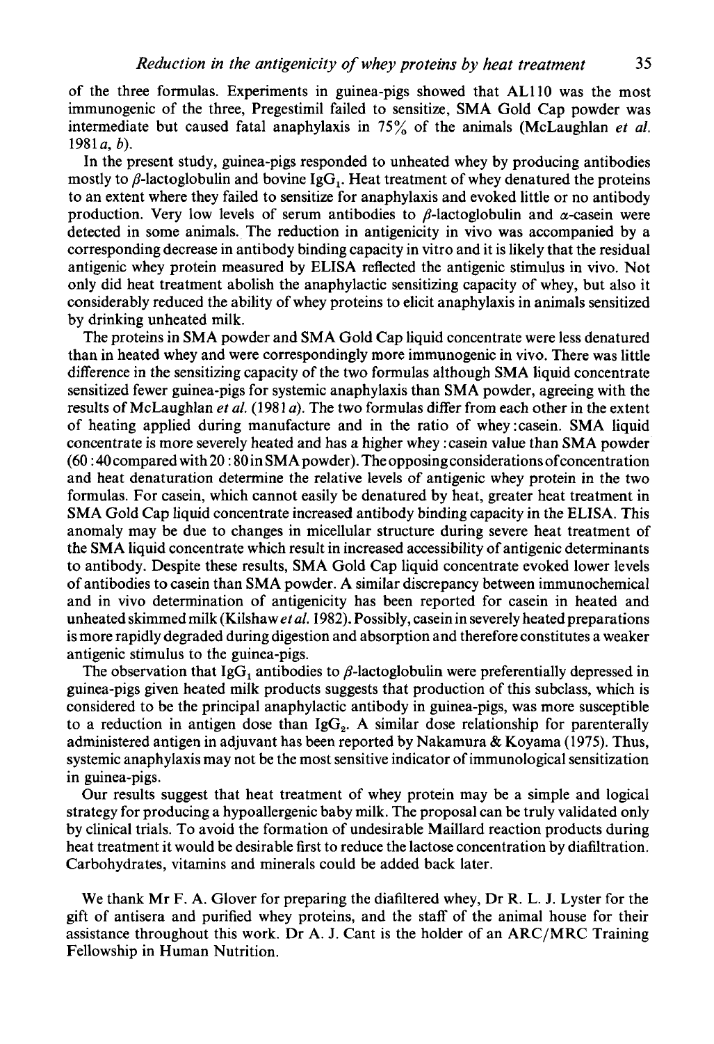of the three formulas. Experiments in guinea-pigs showed that AL110 was the most immunogenic of the three, Pregestimil failed to sensitize, SMA Gold Cap powder was intermediate but caused fatal anaphylaxis in 75% of the animals (McLaughlan *et al.* 1981 *a*, *b*).

In the present study, guinea-pigs responded to unheated whey by producing antibodies mostly to $\beta$-lactoglobulin and bovine $IgG_1$. Heat treatment of whey denatured the proteins to an extent where they failed to sensitize for anaphylaxis and evoked little or no antibody production. Very low levels of serum antibodies to $\beta$-lactoglobulin and $\alpha$-casein were detected in some animals. The reduction in antigenicity in vivo was accompanied by a corresponding decrease in antibody binding capacity in vitro and it is likely that the residual antigenic whey protein measured by ELISA reflected the antigenic stimulus in vivo. Not only did heat treatment abolish the anaphylactic sensitizing capacity of whey, but also it considerably reduced the ability of whey proteins to elicit anaphylaxis in animals sensitized by drinking unheated milk.

The proteins in SMA powder and SMA Gold Cap liquid concentrate were less denatured than in heated whey and were correspondingly more immunogenic in vivo. There was little difference in the sensitizing capacity of the two formulas although SMA liquid concentrate sensitized fewer guinea-pigs for systemic anaphylaxis than SMA powder, agreeing with the results of McLaughlan *et al.* (1981 *a*). The two formulas differ from each other in the extent of heating applied during manufacture and in the ratio of whey:casein. SMA liquid concentrate is more severely heated and has a higher whey:casein value than SMA powder (60:40 compared with 20:80 in SMA powder). The opposing considerations of concentration and heat denaturation determine the relative levels of antigenic whey protein in the two formulas. For casein, which cannot easily be denatured by heat, greater heat treatment in SMA Gold Cap liquid concentrate increased antibody binding capacity in the ELISA. This anomaly may be due to changes in micellular structure during severe heat treatment of the SMA liquid concentrate which result in increased accessibility of antigenic determinants to antibody. Despite these results, SMA Gold Cap liquid concentrate evoked lower levels of antibodies to casein than SMA powder. A similar discrepancy between immunochemical and in vivo determination of antigenicity has been reported for casein in heated and unheated skimmed milk (Kilshaw *et al.* 1982). Possibly, casein in severely heated preparations is more rapidly degraded during digestion and absorption and therefore constitutes a weaker antigenic stimulus to the guinea-pigs.

The observation that $IgG_1$ antibodies to $\beta$-lactoglobulin were preferentially depressed in guinea-pigs given heated milk products suggests that production of this subclass, which is considered to be the principal anaphylactic antibody in guinea-pigs, was more susceptible to a reduction in antigen dose than $IgG_2$. A similar dose relationship for parenterally administered antigen in adjuvant has been reported by Nakamura & Koyama (1975). Thus, systemic anaphylaxis may not be the most sensitive indicator of immunological sensitization in guinea-pigs.

Our results suggest that heat treatment of whey protein may be a simple and logical strategy for producing a hypoallergenic baby milk. The proposal can be truly validated only by clinical trials. To avoid the formation of undesirable Maillard reaction products during heat treatment it would be desirable first to reduce the lactose concentration by diafiltration. Carbohydrates, vitamins and minerals could be added back later.

We thank Mr F. A. Glover for preparing the diafiltered whey, Dr R. L. J. Lyster for the gift of antisera and purified whey proteins, and the staff of the animal house for their assistance throughout this work. Dr A. J. Cant is the holder of an ARC/MRC Training Fellowship in Human Nutrition.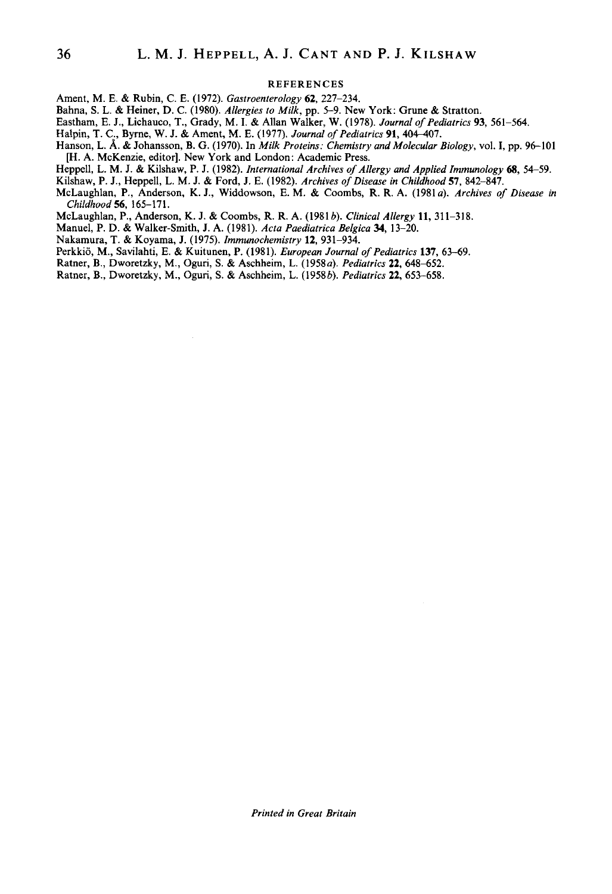## REFERENCES

Ament, M. E. & Rubin, C. E. (1972). *Gastroenterology* **62**, 227–234.

Bahna, S. L. & Heiner, D. C. (1980). *Allergies to Milk*, pp. 5–9. New York: Grune & Stratton.

Eastham, E. J., Lichauco, T., Grady, M. I. & Allan Walker, W. (1978). *Journal of Pediatrics* **93**, 561–564.

Halpin, T. C., Byrne, W. J. & Ament, M. E. (1977). *Journal of Pediatrics* **91**, 404–407.

Hanson, L. Å. & Johansson, B. G. (1970). In *Milk Proteins: Chemistry and Molecular Biology*, vol. I, pp. 96–101 [H. A. McKenzie, editor]. New York and London: Academic Press.

Heppell, L. M. J. & Kilshaw, P. J. (1982). *International Archives of Allergy and Applied Immunology* **68**, 54–59.

Kilshaw, P. J., Heppell, L. M. J. & Ford, J. E. (1982). *Archives of Disease in Childhood* **57**, 842–847.

McLaughlan, P., Anderson, K. J., Widdowson, E. M. & Coombs, R. R. A. (1981*a*). *Archives of Disease in Childhood* **56**, 165–171.

McLaughlan, P., Anderson, K. J. & Coombs, R. R. A. (1981*b*). *Clinical Allergy* **11**, 311–318.

Manuel, P. D. & Walker-Smith, J. A. (1981). *Acta Paediatrica Belgica* **34**, 13–20.

Nakamura, T. & Koyama, J. (1975). *Immunochemistry* **12**, 931–934.

Perkkiö, M., Savilahti, E. & Kuitunen, P. (1981). *European Journal of Pediatrics* **137**, 63–69.

Ratner, B., Dworetzky, M., Oguri, S. & Aschheim, L. (1958*a*). *Pediatrics* **22**, 648–652.

Ratner, B., Dworetzky, M., Oguri, S. & Aschheim, L. (1958*b*). *Pediatrics* **22**, 653–658.

*Printed in Great Britain*